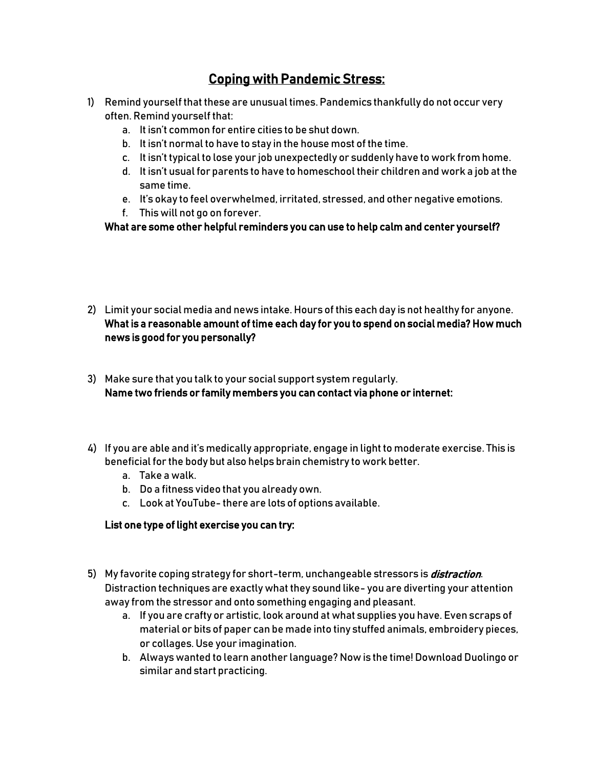# <u>Coping with Pandemic Stress:</u>

1) Remind yourself that these are unusual times. Pandemics thankfully do not occur very often. Remind yourself that:
   a. It isn't common for entire cities to be shut down.
   b. It isn't normal to have to stay in the house most of the time.
   c. It isn't typical to lose your job unexpectedly or suddenly have to work from home.
   d. It isn't usual for parents to have to homeschool their children and work a job at the same time.
   e. It's okay to feel overwhelmed, irritated, stressed, and other negative emotions.
   f. This will not go on forever.

   **What are some other helpful reminders you can use to help calm and center yourself?**

2) Limit your social media and news intake. Hours of this each day is not healthy for anyone.
   **What is a reasonable amount of time each day for you to spend on social media? How much news is good for you personally?**

3) Make sure that you talk to your social support system regularly.
   **Name two friends or family members you can contact via phone or internet:**

4) If you are able and it's medically appropriate, engage in light to moderate exercise. This is beneficial for the body but also helps brain chemistry to work better.
   a. Take a walk.
   b. Do a fitness video that you already own.
   c. Look at YouTube- there are lots of options available.

   **List one type of light exercise you can try:**

5) My favorite coping strategy for short-term, unchangeable stressors is ***distraction***. Distraction techniques are exactly what they sound like- you are diverting your attention away from the stressor and onto something engaging and pleasant.
   a. If you are crafty or artistic, look around at what supplies you have. Even scraps of material or bits of paper can be made into tiny stuffed animals, embroidery pieces, or collages. Use your imagination.
   b. Always wanted to learn another language? Now is the time! Download Duolingo or similar and start practicing.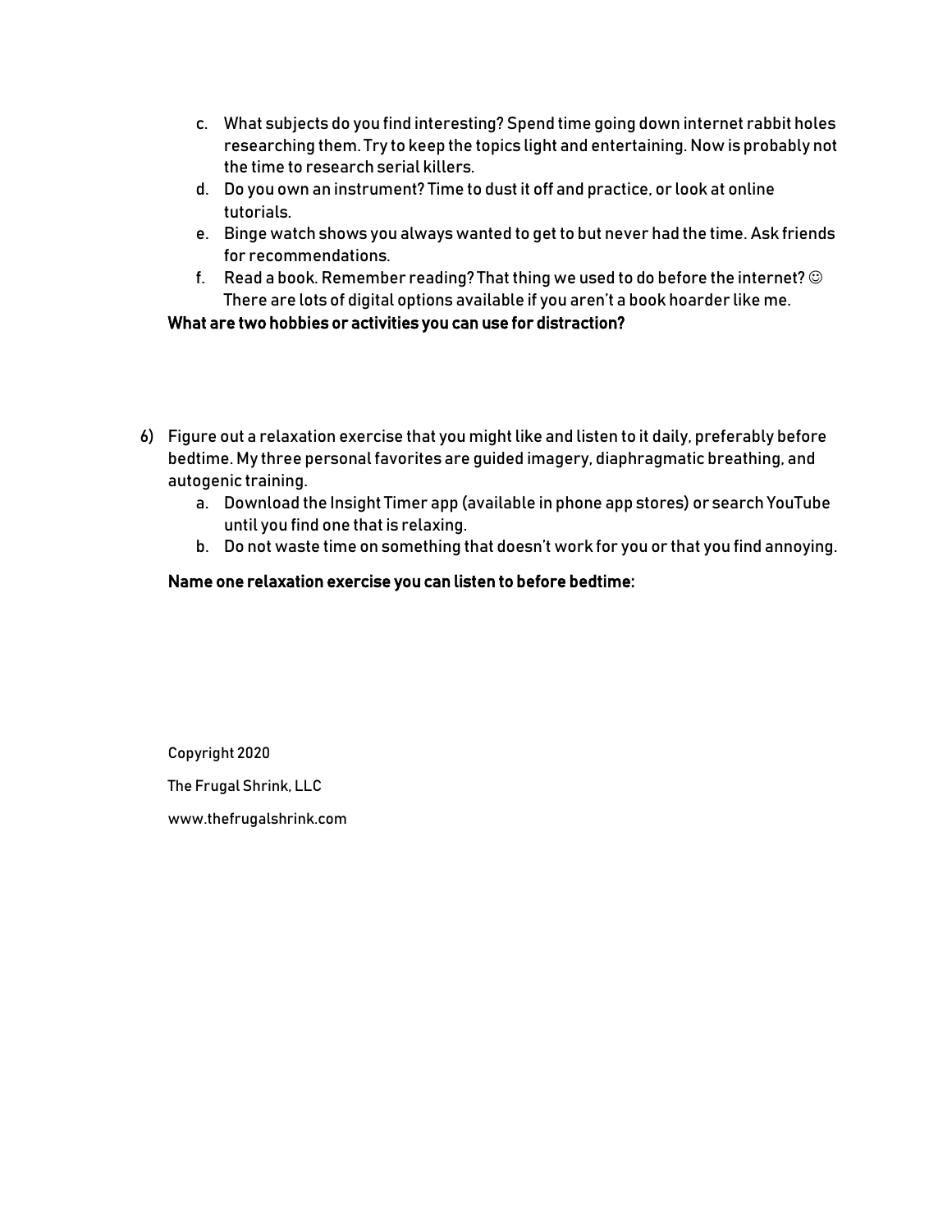c. What subjects do you find interesting? Spend time going down internet rabbit holes researching them. Try to keep the topics light and entertaining. Now is probably not the time to research serial killers.
d. Do you own an instrument? Time to dust it off and practice, or look at online tutorials.
e. Binge watch shows you always wanted to get to but never had the time. Ask friends for recommendations.
f. Read a book. Remember reading? That thing we used to do before the internet? ☺ There are lots of digital options available if you aren't a book hoarder like me.

**What are two hobbies or activities you can use for distraction?**

6) Figure out a relaxation exercise that you might like and listen to it daily, preferably before bedtime. My three personal favorites are guided imagery, diaphragmatic breathing, and autogenic training.
    a. Download the Insight Timer app (available in phone app stores) or search YouTube until you find one that is relaxing.
    b. Do not waste time on something that doesn't work for you or that you find annoying.

**Name one relaxation exercise you can listen to before bedtime:**

Copyright 2020

The Frugal Shrink, LLC

www.thefrugalshrink.com